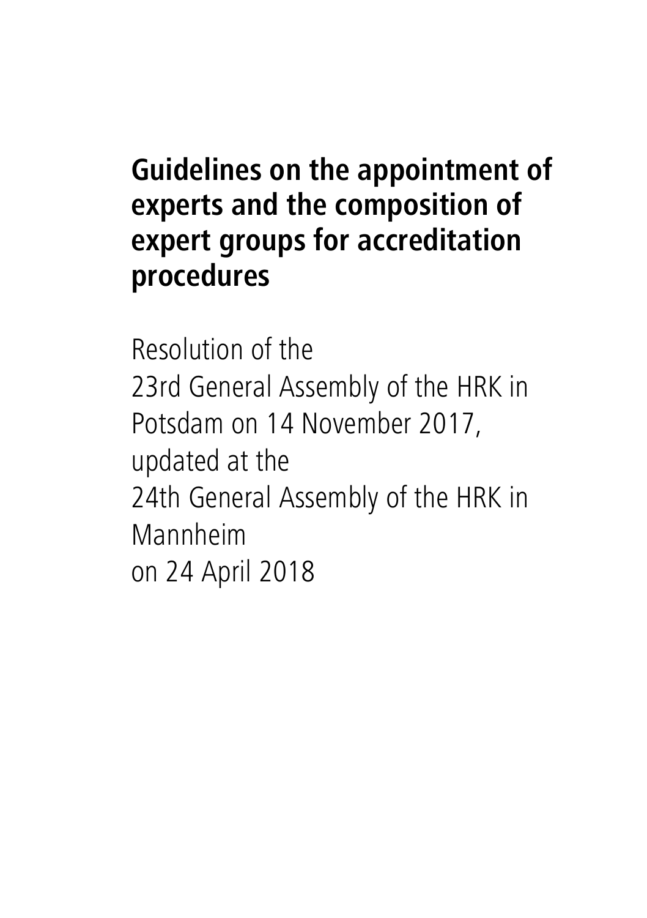# Guidelines on the appointment of experts and the composition of expert groups for accreditation procedures

Resolution of the
23rd General Assembly of the HRK in Potsdam on 14 November 2017,
updated at the
24th General Assembly of the HRK in Mannheim
on 24 April 2018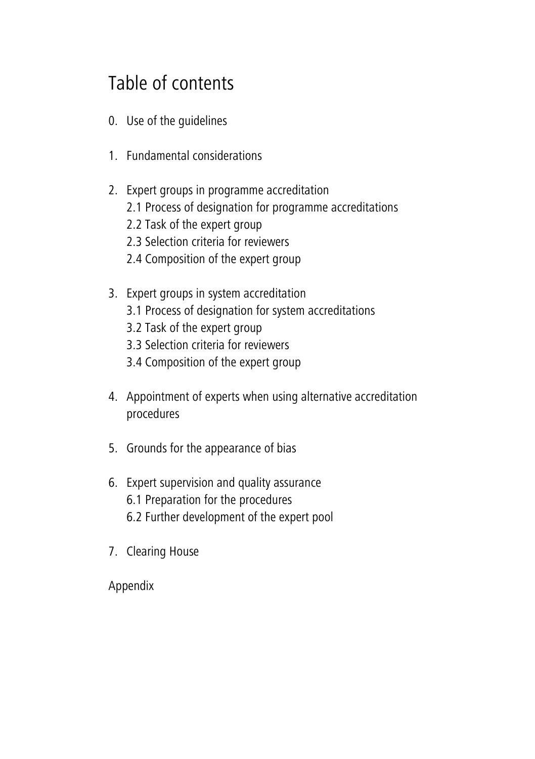# Table of contents

0. Use of the guidelines

1. Fundamental considerations

2. Expert groups in programme accreditation
   - 2.1 Process of designation for programme accreditations
   - 2.2 Task of the expert group
   - 2.3 Selection criteria for reviewers
   - 2.4 Composition of the expert group

3. Expert groups in system accreditation
   - 3.1 Process of designation for system accreditations
   - 3.2 Task of the expert group
   - 3.3 Selection criteria for reviewers
   - 3.4 Composition of the expert group

4. Appointment of experts when using alternative accreditation procedures

5. Grounds for the appearance of bias

6. Expert supervision and quality assurance
   - 6.1 Preparation for the procedures
   - 6.2 Further development of the expert pool

7. Clearing House

Appendix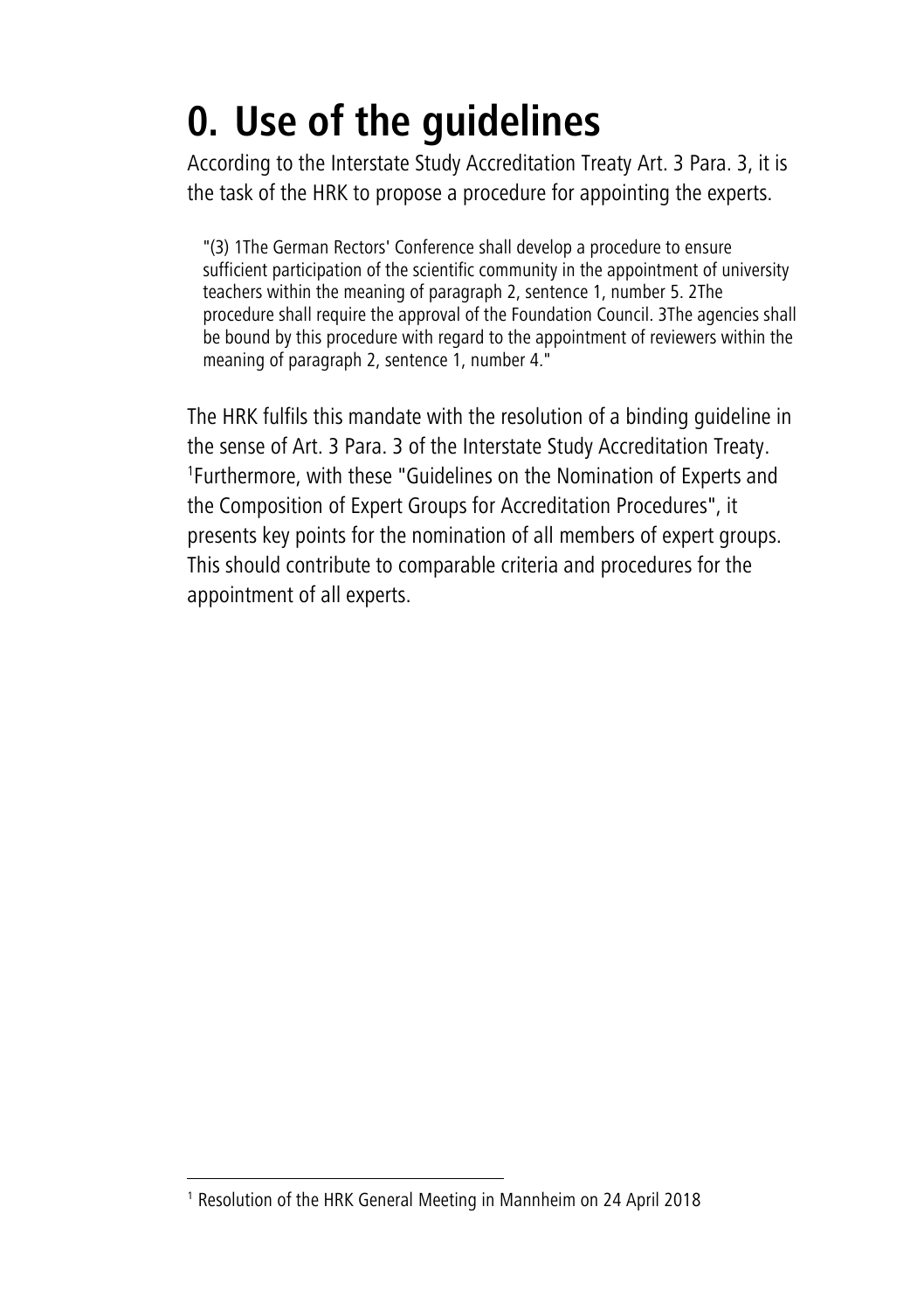# 0. Use of the guidelines

According to the Interstate Study Accreditation Treaty Art. 3 Para. 3, it is the task of the HRK to propose a procedure for appointing the experts.

> "(3) 1The German Rectors' Conference shall develop a procedure to ensure sufficient participation of the scientific community in the appointment of university teachers within the meaning of paragraph 2, sentence 1, number 5. 2The procedure shall require the approval of the Foundation Council. 3The agencies shall be bound by this procedure with regard to the appointment of reviewers within the meaning of paragraph 2, sentence 1, number 4."

The HRK fulfils this mandate with the resolution of a binding guideline in the sense of Art. 3 Para. 3 of the Interstate Study Accreditation Treaty. [1]Furthermore, with these "Guidelines on the Nomination of Experts and the Composition of Expert Groups for Accreditation Procedures", it presents key points for the nomination of all members of expert groups. This should contribute to comparable criteria and procedures for the appointment of all experts.

---

[1] Resolution of the HRK General Meeting in Mannheim on 24 April 2018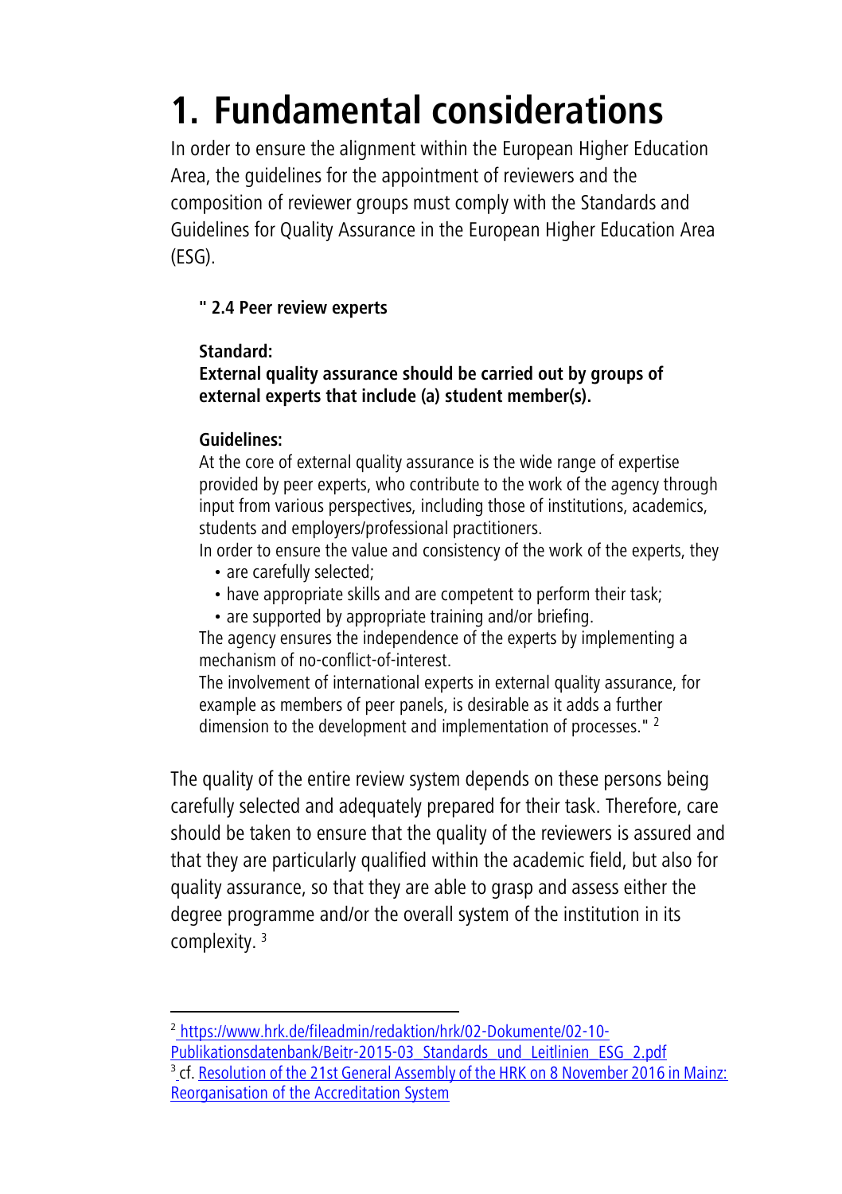# 1. Fundamental considerations

In order to ensure the alignment within the European Higher Education Area, the guidelines for the appointment of reviewers and the composition of reviewer groups must comply with the Standards and Guidelines for Quality Assurance in the European Higher Education Area (ESG).

> **" 2.4 Peer review experts**
>
> **Standard:**
> **External quality assurance should be carried out by groups of external experts that include (a) student member(s).**
>
> **Guidelines:**
> At the core of external quality assurance is the wide range of expertise provided by peer experts, who contribute to the work of the agency through input from various perspectives, including those of institutions, academics, students and employers/professional practitioners.
> In order to ensure the value and consistency of the work of the experts, they
> - are carefully selected;
> - have appropriate skills and are competent to perform their task;
> - are supported by appropriate training and/or briefing.
>
> The agency ensures the independence of the experts by implementing a mechanism of no-conflict-of-interest.
> The involvement of international experts in external quality assurance, for example as members of peer panels, is desirable as it adds a further dimension to the development and implementation of processes." [2]

The quality of the entire review system depends on these persons being carefully selected and adequately prepared for their task. Therefore, care should be taken to ensure that the quality of the reviewers is assured and that they are particularly qualified within the academic field, but also for quality assurance, so that they are able to grasp and assess either the degree programme and/or the overall system of the institution in its complexity. [3]

---

[2] https://www.hrk.de/fileadmin/redaktion/hrk/02-Dokumente/02-10-Publikationsdatenbank/Beitr-2015-03_Standards_und_Leitlinien_ESG_2.pdf

[3] cf. Resolution of the 21st General Assembly of the HRK on 8 November 2016 in Mainz: Reorganisation of the Accreditation System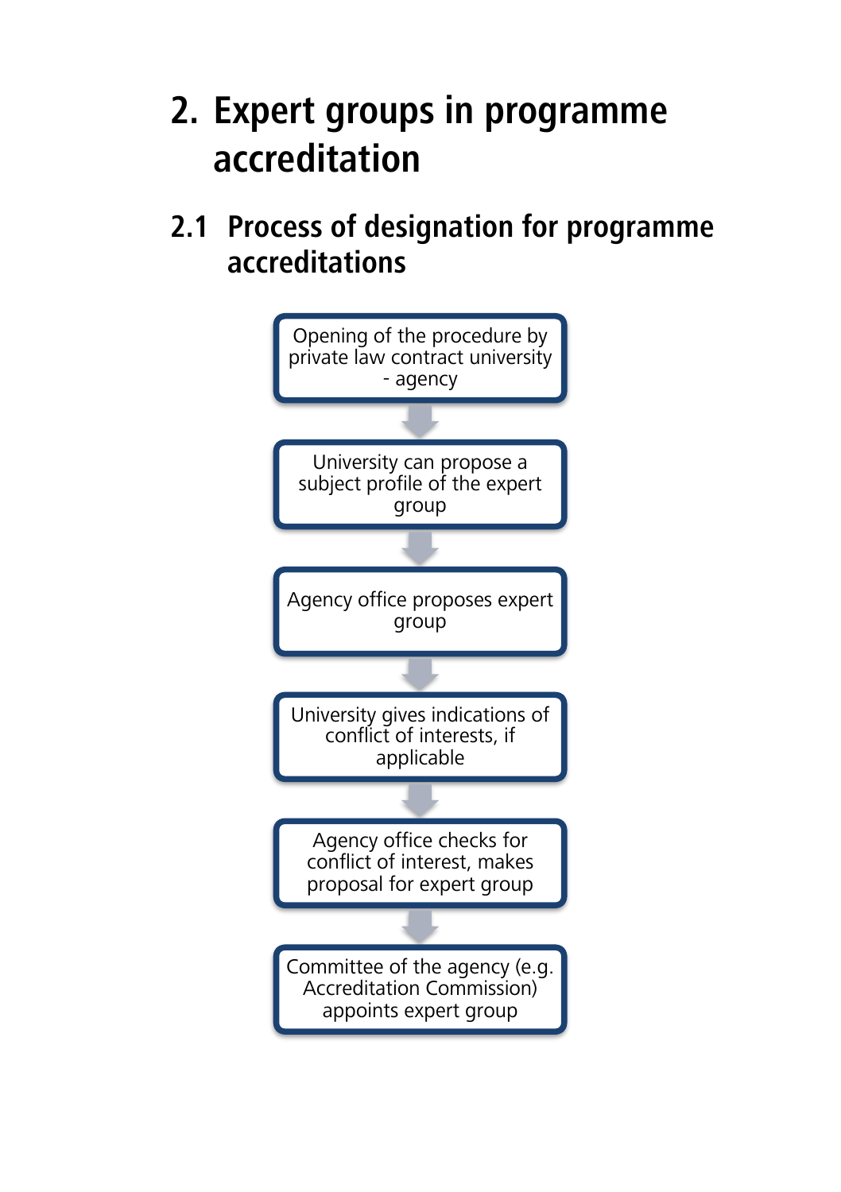# 2. Expert groups in programme accreditation

## 2.1 Process of designation for programme accreditations

Opening of the procedure by private law contract university - agency

↓

University can propose a subject profile of the expert group

↓

Agency office proposes expert group

↓

University gives indications of conflict of interests, if applicable

↓

Agency office checks for conflict of interest, makes proposal for expert group

↓

Committee of the agency (e.g. Accreditation Commission) appoints expert group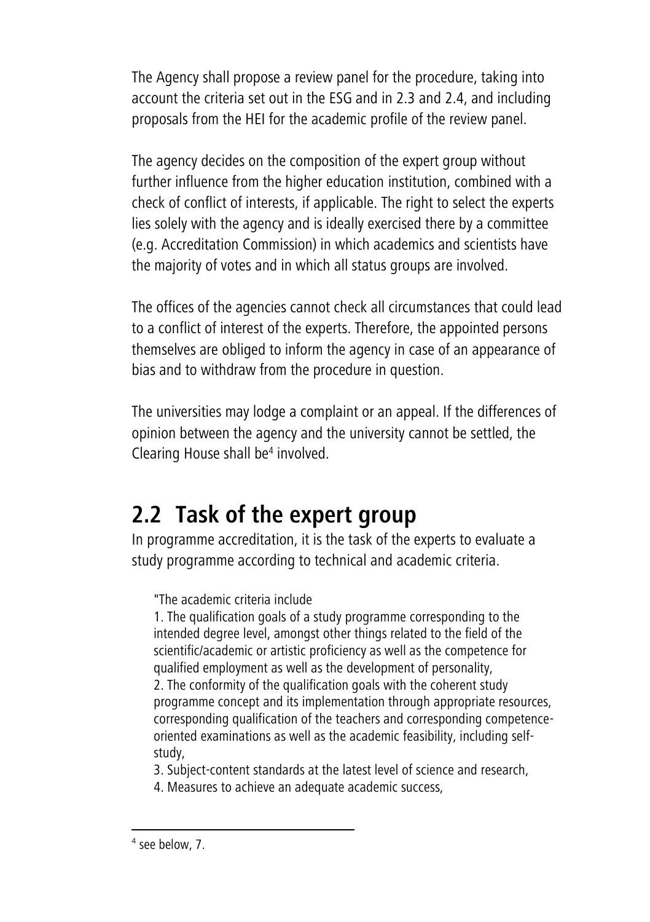The Agency shall propose a review panel for the procedure, taking into account the criteria set out in the ESG and in 2.3 and 2.4, and including proposals from the HEI for the academic profile of the review panel.

The agency decides on the composition of the expert group without further influence from the higher education institution, combined with a check of conflict of interests, if applicable. The right to select the experts lies solely with the agency and is ideally exercised there by a committee (e.g. Accreditation Commission) in which academics and scientists have the majority of votes and in which all status groups are involved.

The offices of the agencies cannot check all circumstances that could lead to a conflict of interest of the experts. Therefore, the appointed persons themselves are obliged to inform the agency in case of an appearance of bias and to withdraw from the procedure in question.

The universities may lodge a complaint or an appeal. If the differences of opinion between the agency and the university cannot be settled, the Clearing House shall be[4] involved.

## 2.2 Task of the expert group

In programme accreditation, it is the task of the experts to evaluate a study programme according to technical and academic criteria.

> "The academic criteria include
>
> 1. The qualification goals of a study programme corresponding to the intended degree level, amongst other things related to the field of the scientific/academic or artistic proficiency as well as the competence for qualified employment as well as the development of personality,
> 2. The conformity of the qualification goals with the coherent study programme concept and its implementation through appropriate resources, corresponding qualification of the teachers and corresponding competence-oriented examinations as well as the academic feasibility, including self-study,
> 3. Subject-content standards at the latest level of science and research,
> 4. Measures to achieve an adequate academic success,

[4] see below, 7.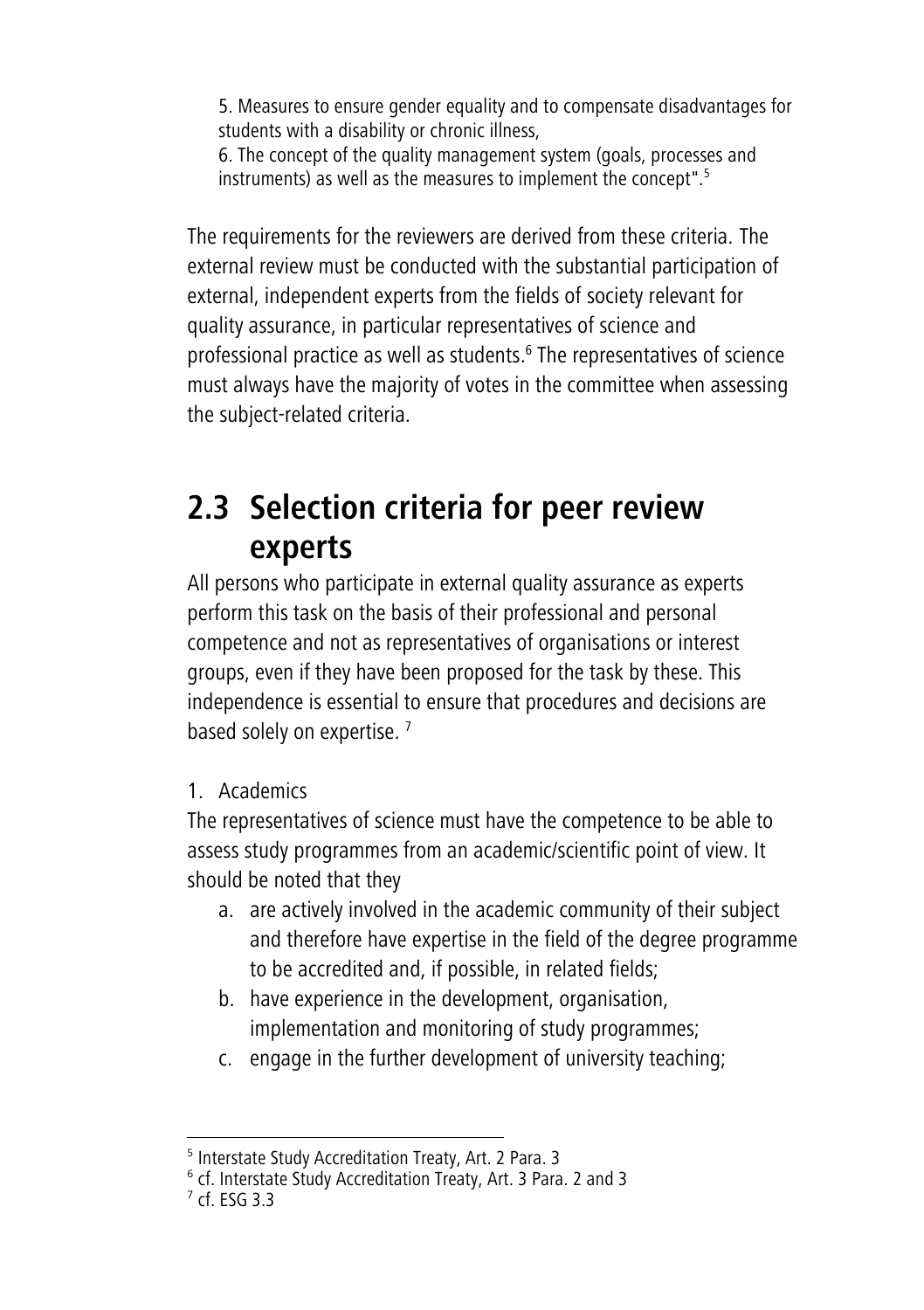5. Measures to ensure gender equality and to compensate disadvantages for students with a disability or chronic illness,

6. The concept of the quality management system (goals, processes and instruments) as well as the measures to implement the concept".[5]

The requirements for the reviewers are derived from these criteria. The external review must be conducted with the substantial participation of external, independent experts from the fields of society relevant for quality assurance, in particular representatives of science and professional practice as well as students.[6] The representatives of science must always have the majority of votes in the committee when assessing the subject-related criteria.

## 2.3 Selection criteria for peer review experts

All persons who participate in external quality assurance as experts perform this task on the basis of their professional and personal competence and not as representatives of organisations or interest groups, even if they have been proposed for the task by these. This independence is essential to ensure that procedures and decisions are based solely on expertise. [7]

1. Academics

The representatives of science must have the competence to be able to assess study programmes from an academic/scientific point of view. It should be noted that they

a. are actively involved in the academic community of their subject and therefore have expertise in the field of the degree programme to be accredited and, if possible, in related fields;
b. have experience in the development, organisation, implementation and monitoring of study programmes;
c. engage in the further development of university teaching;

---

[5] Interstate Study Accreditation Treaty, Art. 2 Para. 3

[6] cf. Interstate Study Accreditation Treaty, Art. 3 Para. 2 and 3

[7] cf. ESG 3.3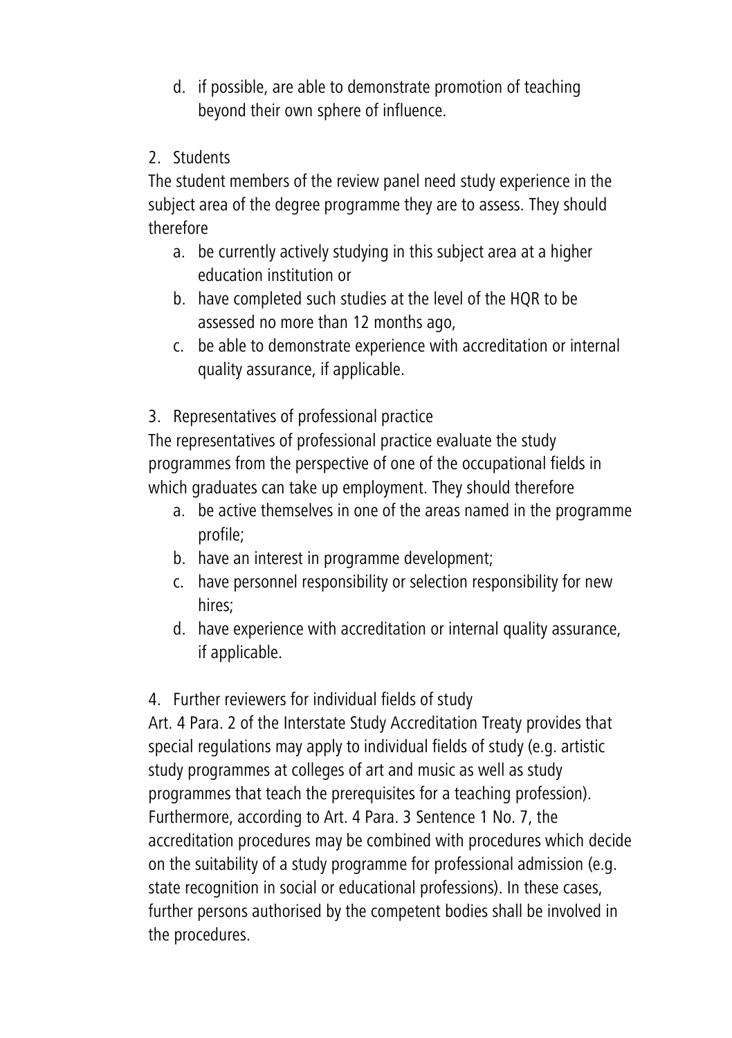d. if possible, are able to demonstrate promotion of teaching beyond their own sphere of influence.

2. Students

The student members of the review panel need study experience in the subject area of the degree programme they are to assess. They should therefore

a. be currently actively studying in this subject area at a higher education institution or
b. have completed such studies at the level of the HQR to be assessed no more than 12 months ago,
c. be able to demonstrate experience with accreditation or internal quality assurance, if applicable.

3. Representatives of professional practice

The representatives of professional practice evaluate the study programmes from the perspective of one of the occupational fields in which graduates can take up employment. They should therefore

a. be active themselves in one of the areas named in the programme profile;
b. have an interest in programme development;
c. have personnel responsibility or selection responsibility for new hires;
d. have experience with accreditation or internal quality assurance, if applicable.

4. Further reviewers for individual fields of study

Art. 4 Para. 2 of the Interstate Study Accreditation Treaty provides that special regulations may apply to individual fields of study (e.g. artistic study programmes at colleges of art and music as well as study programmes that teach the prerequisites for a teaching profession). Furthermore, according to Art. 4 Para. 3 Sentence 1 No. 7, the accreditation procedures may be combined with procedures which decide on the suitability of a study programme for professional admission (e.g. state recognition in social or educational professions). In these cases, further persons authorised by the competent bodies shall be involved in the procedures.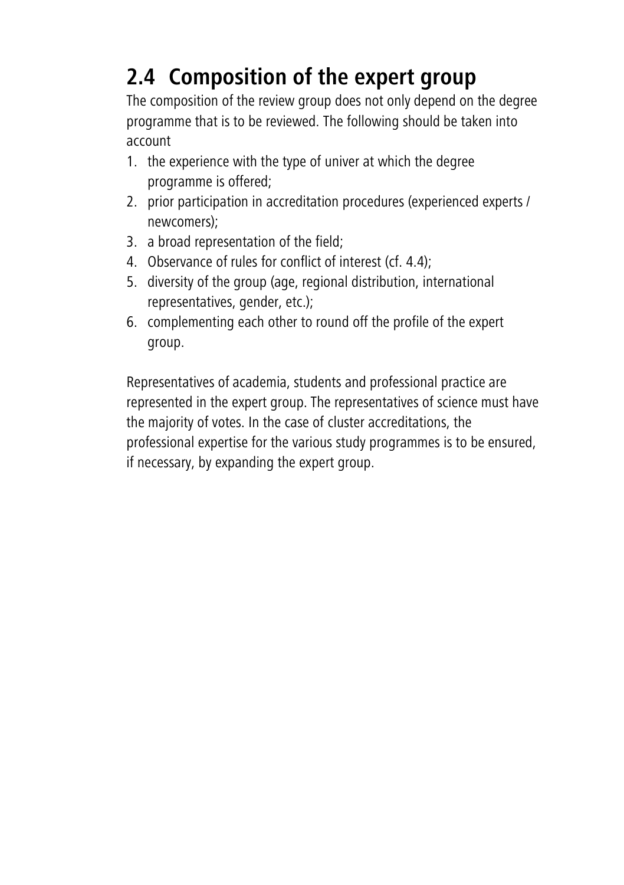## 2.4 Composition of the expert group

The composition of the review group does not only depend on the degree programme that is to be reviewed. The following should be taken into account

1. the experience with the type of univer at which the degree programme is offered;
2. prior participation in accreditation procedures (experienced experts / newcomers);
3. a broad representation of the field;
4. Observance of rules for conflict of interest (cf. 4.4);
5. diversity of the group (age, regional distribution, international representatives, gender, etc.);
6. complementing each other to round off the profile of the expert group.

Representatives of academia, students and professional practice are represented in the expert group. The representatives of science must have the majority of votes. In the case of cluster accreditations, the professional expertise for the various study programmes is to be ensured, if necessary, by expanding the expert group.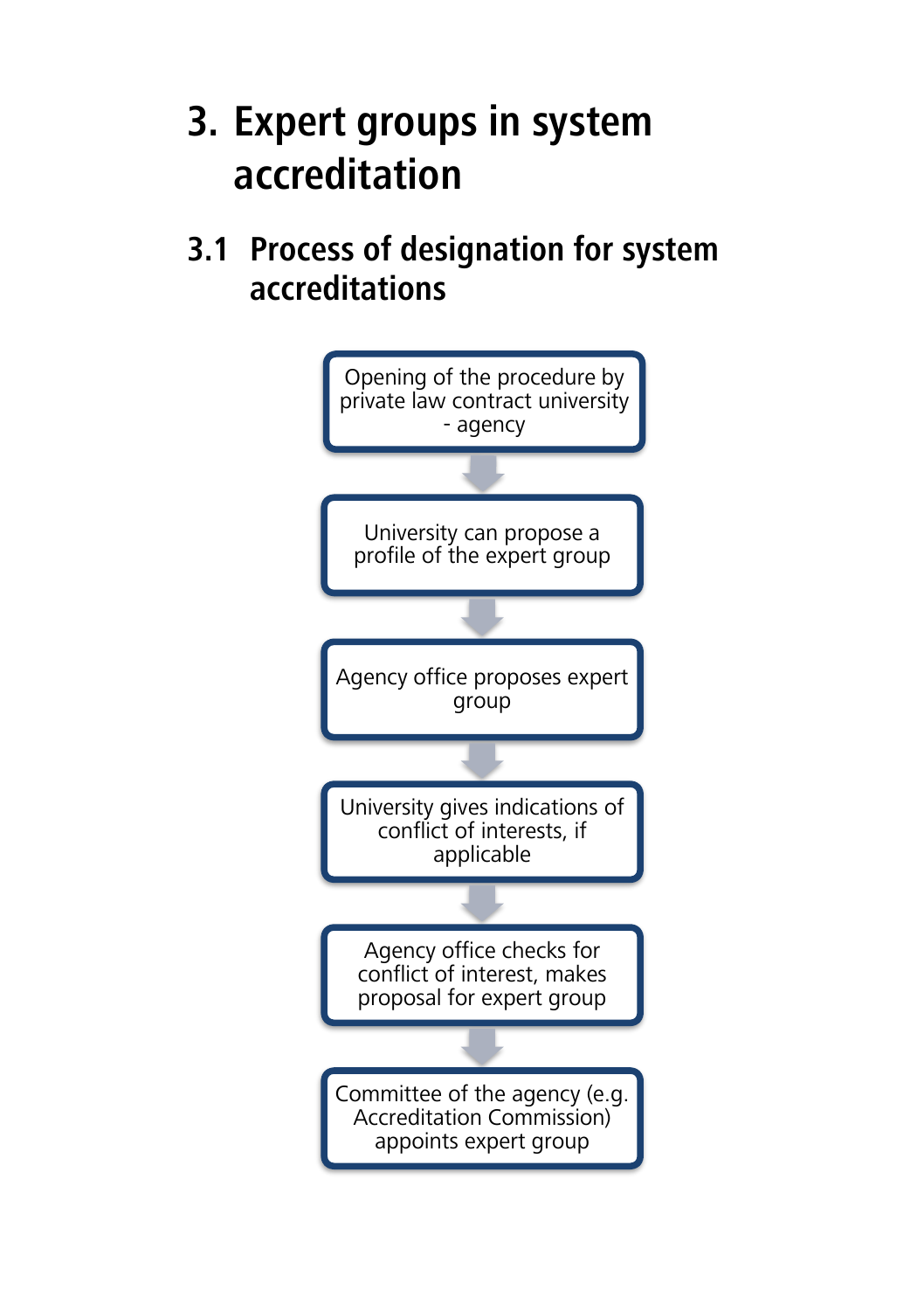# 3. Expert groups in system accreditation

## 3.1 Process of designation for system accreditations

Opening of the procedure by private law contract university - agency

↓

University can propose a profile of the expert group

↓

Agency office proposes expert group

↓

University gives indications of conflict of interests, if applicable

↓

Agency office checks for conflict of interest, makes proposal for expert group

↓

Committee of the agency (e.g. Accreditation Commission) appoints expert group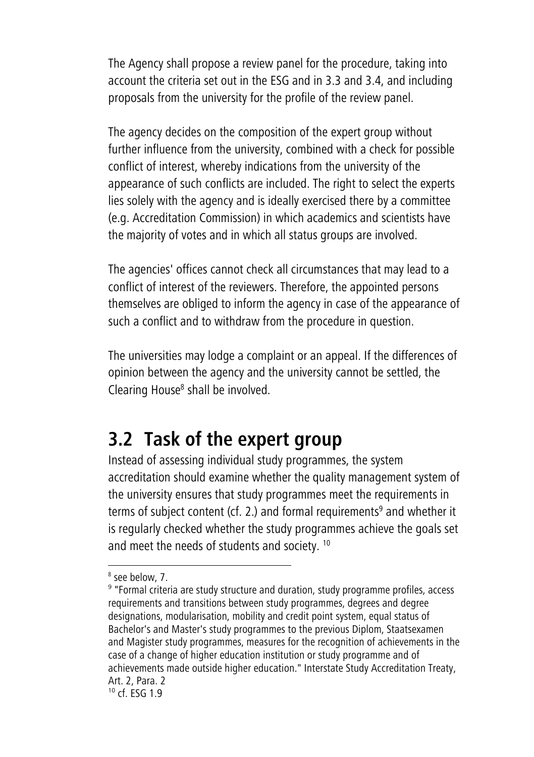The Agency shall propose a review panel for the procedure, taking into account the criteria set out in the ESG and in 3.3 and 3.4, and including proposals from the university for the profile of the review panel.

The agency decides on the composition of the expert group without further influence from the university, combined with a check for possible conflict of interest, whereby indications from the university of the appearance of such conflicts are included. The right to select the experts lies solely with the agency and is ideally exercised there by a committee (e.g. Accreditation Commission) in which academics and scientists have the majority of votes and in which all status groups are involved.

The agencies' offices cannot check all circumstances that may lead to a conflict of interest of the reviewers. Therefore, the appointed persons themselves are obliged to inform the agency in case of the appearance of such a conflict and to withdraw from the procedure in question.

The universities may lodge a complaint or an appeal. If the differences of opinion between the agency and the university cannot be settled, the Clearing House[8] shall be involved.

## 3.2 Task of the expert group

Instead of assessing individual study programmes, the system accreditation should examine whether the quality management system of the university ensures that study programmes meet the requirements in terms of subject content (cf. 2.) and formal requirements[9] and whether it is regularly checked whether the study programmes achieve the goals set and meet the needs of students and society. [10]

---

[8] see below, 7.

[9] "Formal criteria are study structure and duration, study programme profiles, access requirements and transitions between study programmes, degrees and degree designations, modularisation, mobility and credit point system, equal status of Bachelor's and Master's study programmes to the previous Diplom, Staatsexamen and Magister study programmes, measures for the recognition of achievements in the case of a change of higher education institution or study programme and of achievements made outside higher education." Interstate Study Accreditation Treaty, Art. 2, Para. 2

[10] cf. ESG 1.9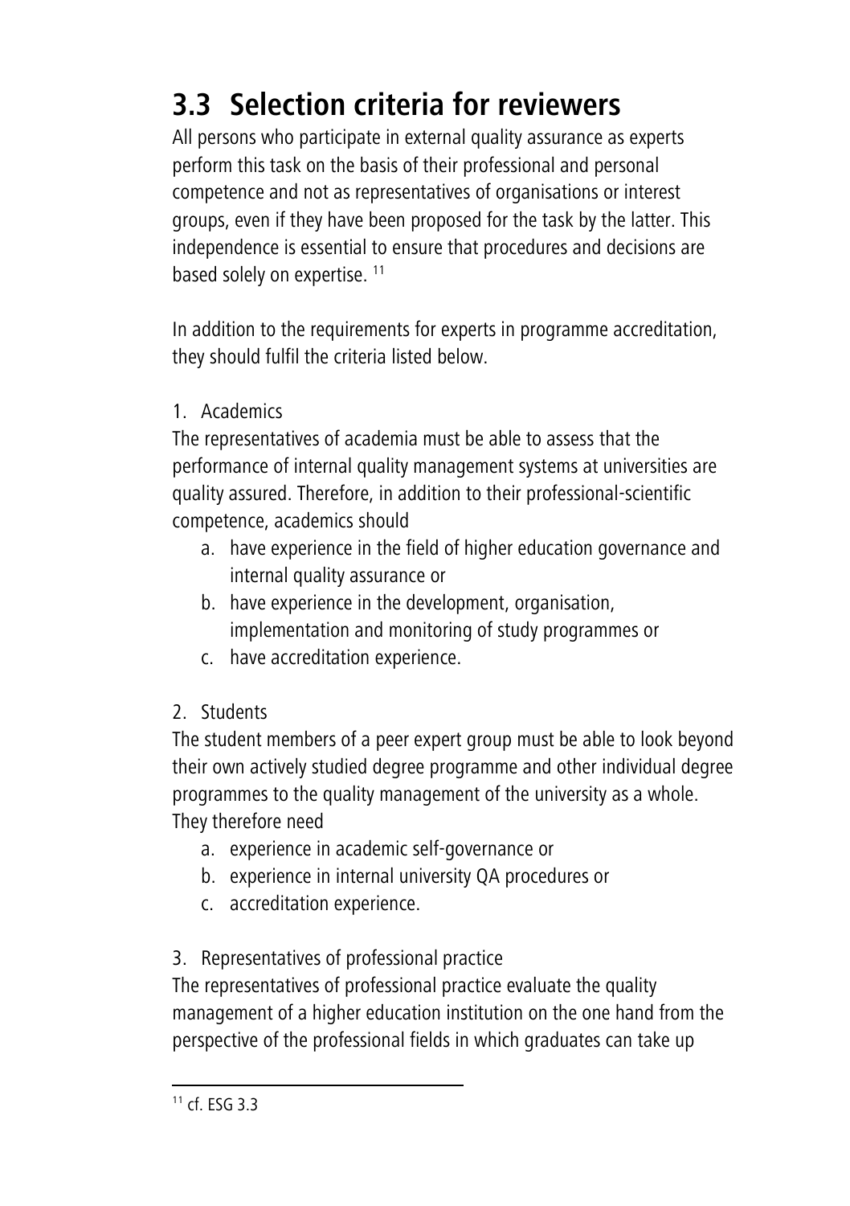## 3.3 Selection criteria for reviewers

All persons who participate in external quality assurance as experts perform this task on the basis of their professional and personal competence and not as representatives of organisations or interest groups, even if they have been proposed for the task by the latter. This independence is essential to ensure that procedures and decisions are based solely on expertise. [11]

In addition to the requirements for experts in programme accreditation, they should fulfil the criteria listed below.

1. Academics

The representatives of academia must be able to assess that the performance of internal quality management systems at universities are quality assured. Therefore, in addition to their professional-scientific competence, academics should

   a. have experience in the field of higher education governance and internal quality assurance or
   b. have experience in the development, organisation, implementation and monitoring of study programmes or
   c. have accreditation experience.

2. Students

The student members of a peer expert group must be able to look beyond their own actively studied degree programme and other individual degree programmes to the quality management of the university as a whole. They therefore need

   a. experience in academic self-governance or
   b. experience in internal university QA procedures or
   c. accreditation experience.

3. Representatives of professional practice

The representatives of professional practice evaluate the quality management of a higher education institution on the one hand from the perspective of the professional fields in which graduates can take up

---

[11] cf. ESG 3.3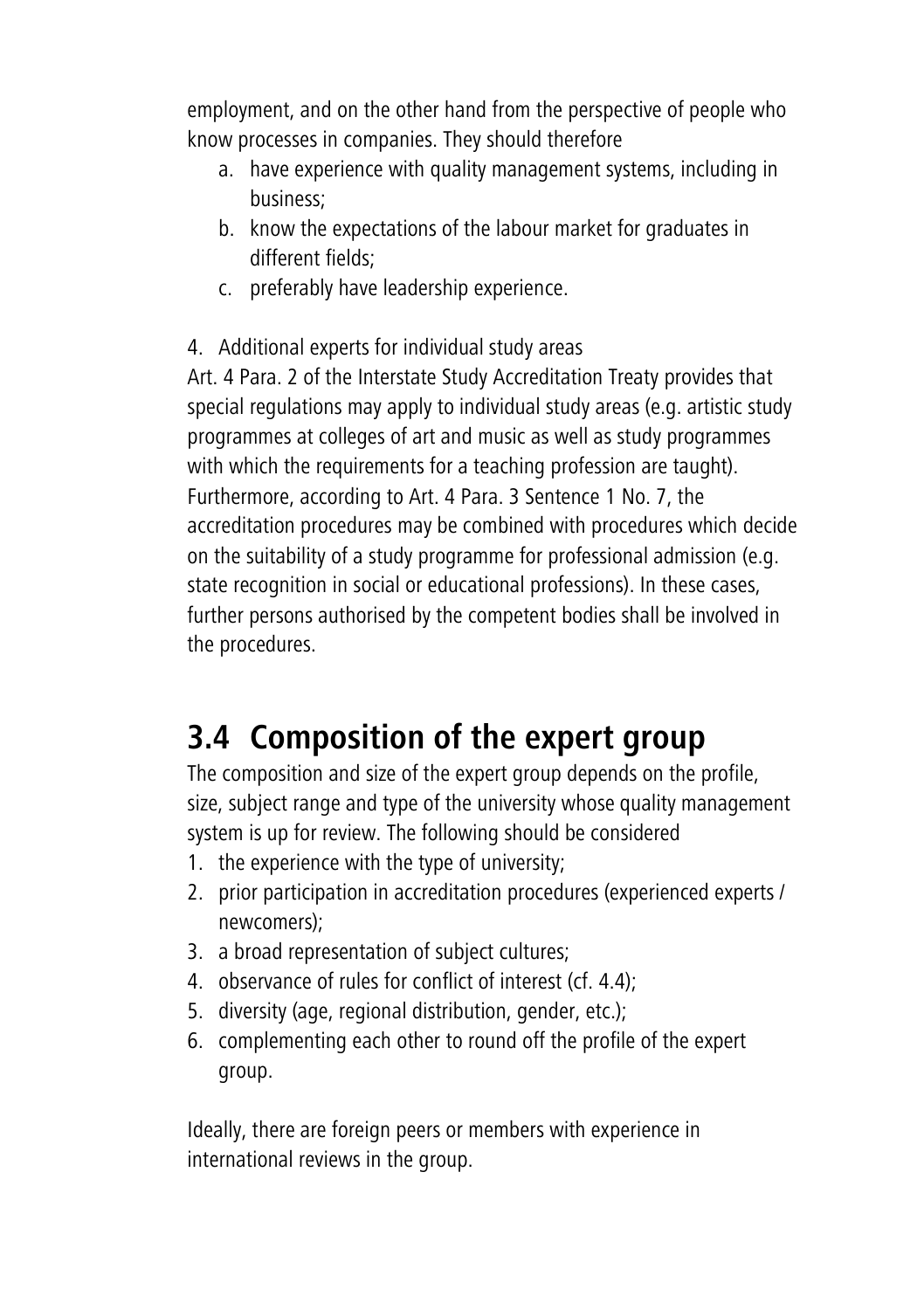employment, and on the other hand from the perspective of people who know processes in companies. They should therefore

a. have experience with quality management systems, including in business;
b. know the expectations of the labour market for graduates in different fields;
c. preferably have leadership experience.

4. Additional experts for individual study areas

Art. 4 Para. 2 of the Interstate Study Accreditation Treaty provides that special regulations may apply to individual study areas (e.g. artistic study programmes at colleges of art and music as well as study programmes with which the requirements for a teaching profession are taught). Furthermore, according to Art. 4 Para. 3 Sentence 1 No. 7, the accreditation procedures may be combined with procedures which decide on the suitability of a study programme for professional admission (e.g. state recognition in social or educational professions). In these cases, further persons authorised by the competent bodies shall be involved in the procedures.

## 3.4 Composition of the expert group

The composition and size of the expert group depends on the profile, size, subject range and type of the university whose quality management system is up for review. The following should be considered

1. the experience with the type of university;
2. prior participation in accreditation procedures (experienced experts / newcomers);
3. a broad representation of subject cultures;
4. observance of rules for conflict of interest (cf. 4.4);
5. diversity (age, regional distribution, gender, etc.);
6. complementing each other to round off the profile of the expert group.

Ideally, there are foreign peers or members with experience in international reviews in the group.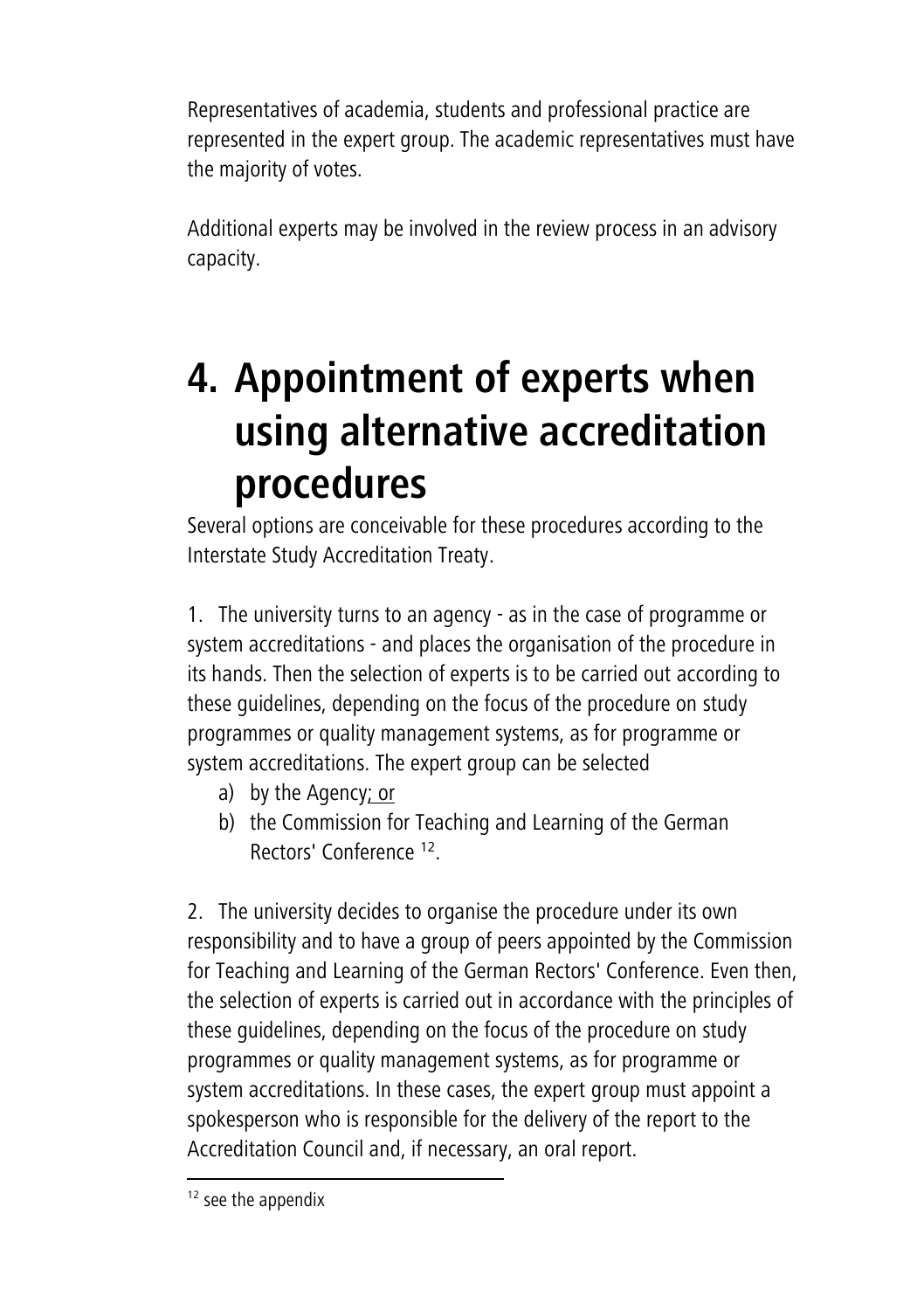Representatives of academia, students and professional practice are represented in the expert group. The academic representatives must have the majority of votes.

Additional experts may be involved in the review process in an advisory capacity.

# 4. Appointment of experts when using alternative accreditation procedures

Several options are conceivable for these procedures according to the Interstate Study Accreditation Treaty.

1. The university turns to an agency - as in the case of programme or system accreditations - and places the organisation of the procedure in its hands. Then the selection of experts is to be carried out according to these guidelines, depending on the focus of the procedure on study programmes or quality management systems, as for programme or system accreditations. The expert group can be selected
   a) by the Agency; or
   b) the Commission for Teaching and Learning of the German Rectors' Conference [12].

2. The university decides to organise the procedure under its own responsibility and to have a group of peers appointed by the Commission for Teaching and Learning of the German Rectors' Conference. Even then, the selection of experts is carried out in accordance with the principles of these guidelines, depending on the focus of the procedure on study programmes or quality management systems, as for programme or system accreditations. In these cases, the expert group must appoint a spokesperson who is responsible for the delivery of the report to the Accreditation Council and, if necessary, an oral report.

[12] see the appendix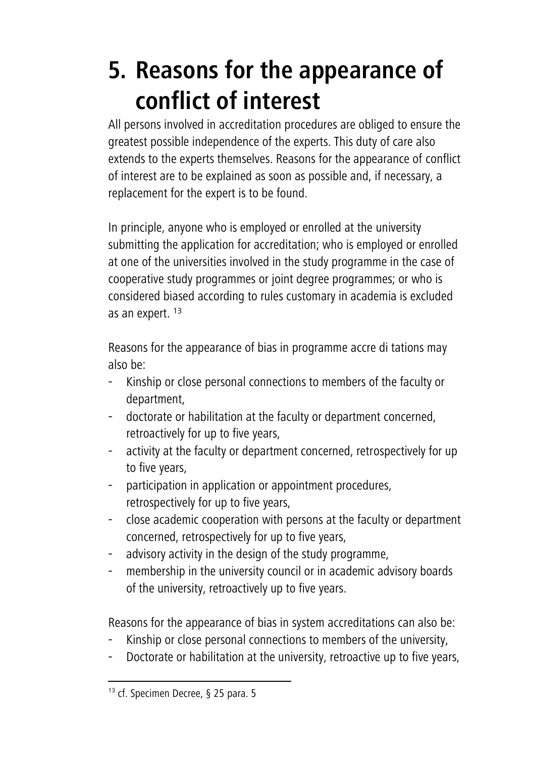# 5. Reasons for the appearance of conflict of interest

All persons involved in accreditation procedures are obliged to ensure the greatest possible independence of the experts. This duty of care also extends to the experts themselves. Reasons for the appearance of conflict of interest are to be explained as soon as possible and, if necessary, a replacement for the expert is to be found.

In principle, anyone who is employed or enrolled at the university submitting the application for accreditation; who is employed or enrolled at one of the universities involved in the study programme in the case of cooperative study programmes or joint degree programmes; or who is considered biased according to rules customary in academia is excluded as an expert. [13]

Reasons for the appearance of bias in programme accre di tations may also be:

- Kinship or close personal connections to members of the faculty or department,
- doctorate or habilitation at the faculty or department concerned, retroactively for up to five years,
- activity at the faculty or department concerned, retrospectively for up to five years,
- participation in application or appointment procedures, retrospectively for up to five years,
- close academic cooperation with persons at the faculty or department concerned, retrospectively for up to five years,
- advisory activity in the design of the study programme,
- membership in the university council or in academic advisory boards of the university, retroactively up to five years.

Reasons for the appearance of bias in system accreditations can also be:

- Kinship or close personal connections to members of the university,
- Doctorate or habilitation at the university, retroactive up to five years,

[13] cf. Specimen Decree, § 25 para. 5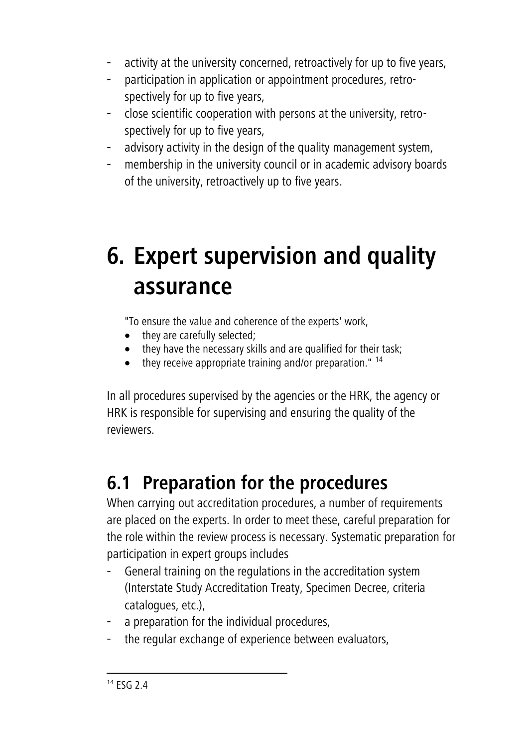- activity at the university concerned, retroactively for up to five years,
- participation in application or appointment procedures, retrospectively for up to five years,
- close scientific cooperation with persons at the university, retrospectively for up to five years,
- advisory activity in the design of the quality management system,
- membership in the university council or in academic advisory boards of the university, retroactively up to five years.

# 6. Expert supervision and quality assurance

"To ensure the value and coherence of the experts' work,

- they are carefully selected;
- they have the necessary skills and are qualified for their task;
- they receive appropriate training and/or preparation." [14]

In all procedures supervised by the agencies or the HRK, the agency or HRK is responsible for supervising and ensuring the quality of the reviewers.

## 6.1 Preparation for the procedures

When carrying out accreditation procedures, a number of requirements are placed on the experts. In order to meet these, careful preparation for the role within the review process is necessary. Systematic preparation for participation in expert groups includes

- General training on the regulations in the accreditation system (Interstate Study Accreditation Treaty, Specimen Decree, criteria catalogues, etc.),
- a preparation for the individual procedures,
- the regular exchange of experience between evaluators,

---

[14] ESG 2.4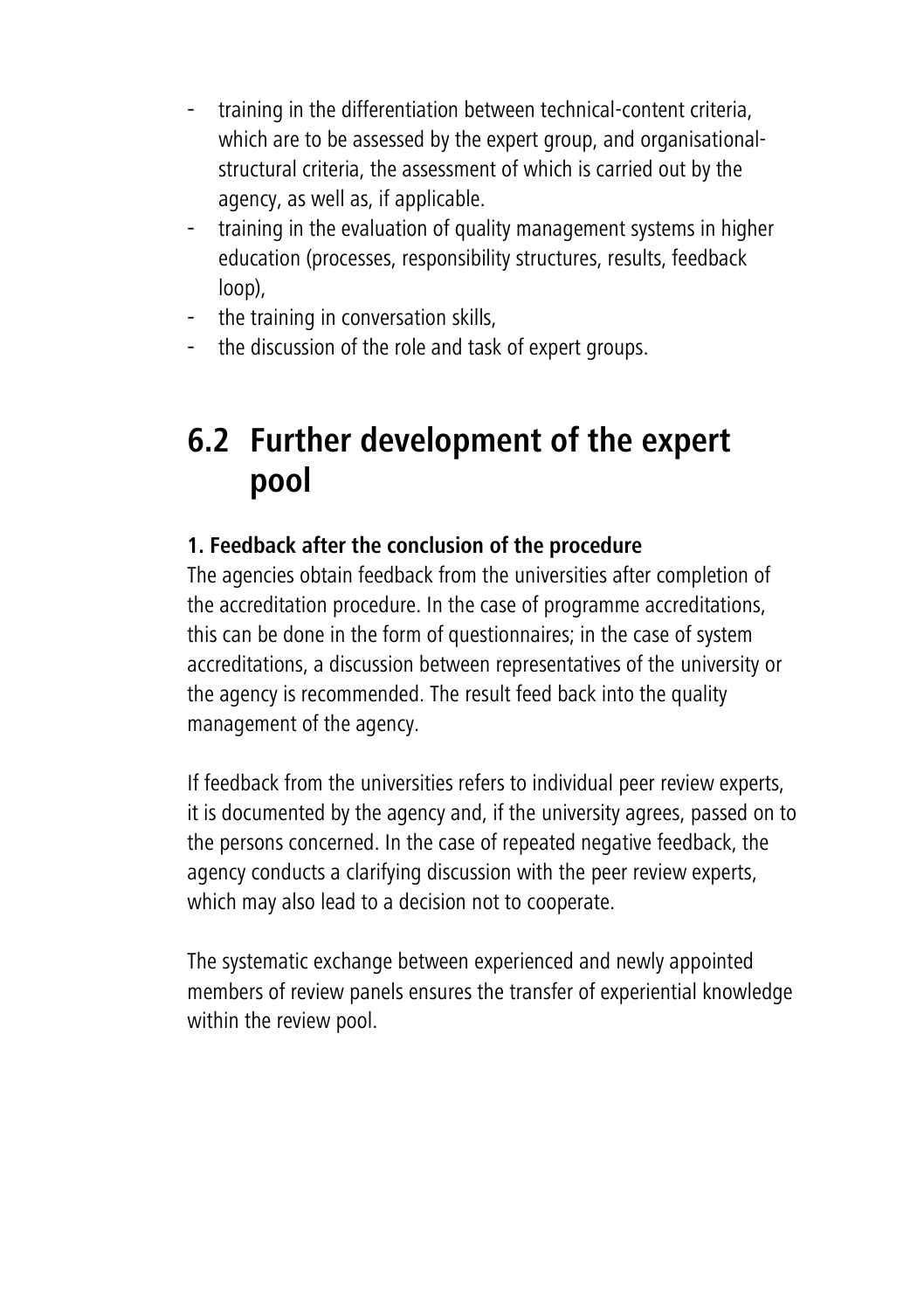- training in the differentiation between technical-content criteria, which are to be assessed by the expert group, and organisational-structural criteria, the assessment of which is carried out by the agency, as well as, if applicable.
- training in the evaluation of quality management systems in higher education (processes, responsibility structures, results, feedback loop),
- the training in conversation skills,
- the discussion of the role and task of expert groups.

## 6.2 Further development of the expert pool

**1. Feedback after the conclusion of the procedure**

The agencies obtain feedback from the universities after completion of the accreditation procedure. In the case of programme accreditations, this can be done in the form of questionnaires; in the case of system accreditations, a discussion between representatives of the university or the agency is recommended. The result feed back into the quality management of the agency.

If feedback from the universities refers to individual peer review experts, it is documented by the agency and, if the university agrees, passed on to the persons concerned. In the case of repeated negative feedback, the agency conducts a clarifying discussion with the peer review experts, which may also lead to a decision not to cooperate.

The systematic exchange between experienced and newly appointed members of review panels ensures the transfer of experiential knowledge within the review pool.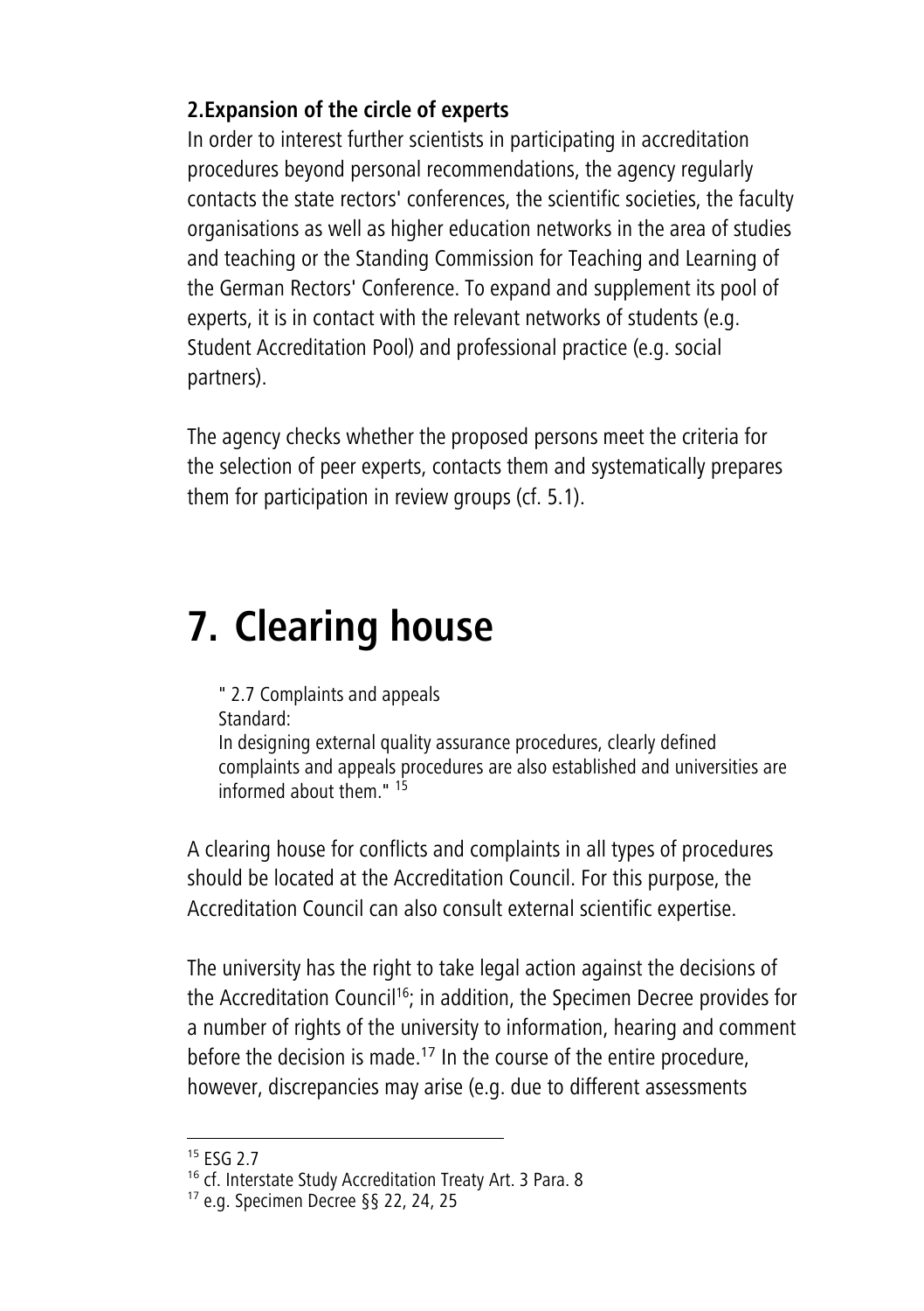**2.Expansion of the circle of experts**

In order to interest further scientists in participating in accreditation procedures beyond personal recommendations, the agency regularly contacts the state rectors' conferences, the scientific societies, the faculty organisations as well as higher education networks in the area of studies and teaching or the Standing Commission for Teaching and Learning of the German Rectors' Conference. To expand and supplement its pool of experts, it is in contact with the relevant networks of students (e.g. Student Accreditation Pool) and professional practice (e.g. social partners).

The agency checks whether the proposed persons meet the criteria for the selection of peer experts, contacts them and systematically prepares them for participation in review groups (cf. 5.1).

# 7. Clearing house

> " 2.7 Complaints and appeals
> Standard:
> In designing external quality assurance procedures, clearly defined complaints and appeals procedures are also established and universities are informed about them." [15]

A clearing house for conflicts and complaints in all types of procedures should be located at the Accreditation Council. For this purpose, the Accreditation Council can also consult external scientific expertise.

The university has the right to take legal action against the decisions of the Accreditation Council[16]; in addition, the Specimen Decree provides for a number of rights of the university to information, hearing and comment before the decision is made.[17] In the course of the entire procedure, however, discrepancies may arise (e.g. due to different assessments

---

[15] ESG 2.7

[16] cf. Interstate Study Accreditation Treaty Art. 3 Para. 8

[17] e.g. Specimen Decree §§ 22, 24, 25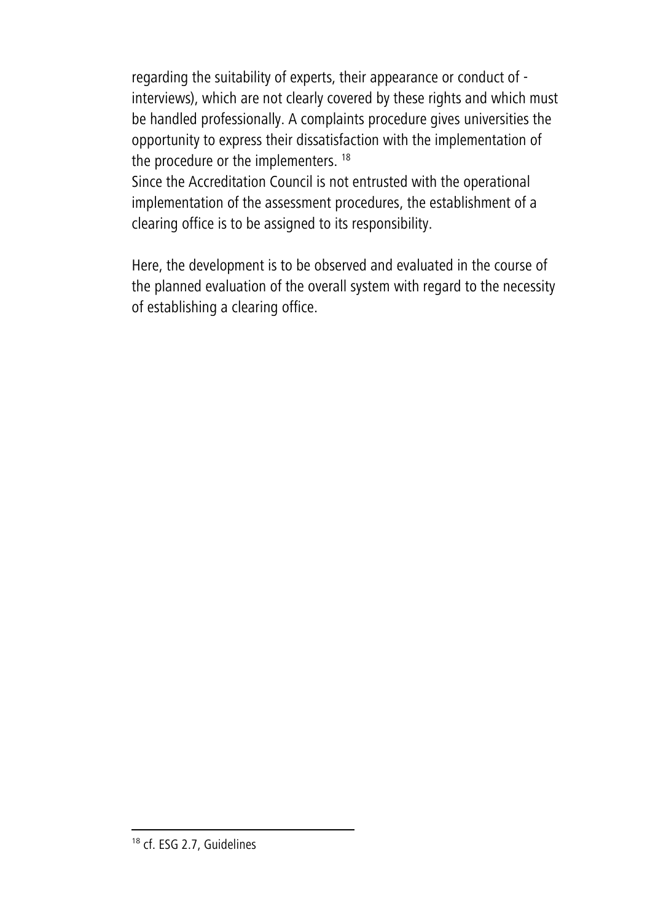regarding the suitability of experts, their appearance or conduct of - interviews), which are not clearly covered by these rights and which must be handled professionally. A complaints procedure gives universities the opportunity to express their dissatisfaction with the implementation of the procedure or the implementers. [18]
Since the Accreditation Council is not entrusted with the operational implementation of the assessment procedures, the establishment of a clearing office is to be assigned to its responsibility.

Here, the development is to be observed and evaluated in the course of the planned evaluation of the overall system with regard to the necessity of establishing a clearing office.

---

[18] cf. ESG 2.7, Guidelines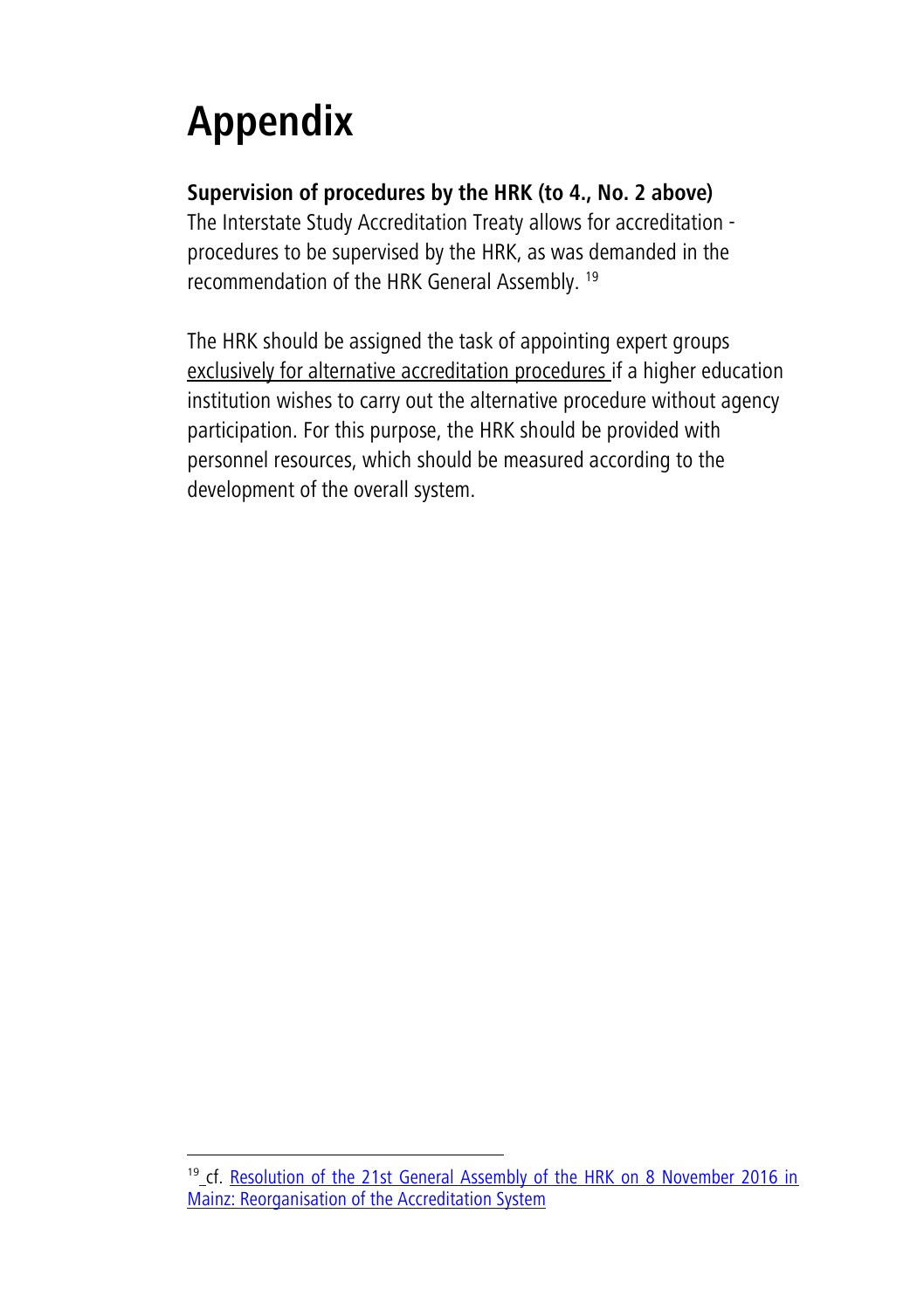# Appendix

**Supervision of procedures by the HRK (to 4., No. 2 above)**
The Interstate Study Accreditation Treaty allows for accreditation - procedures to be supervised by the HRK, as was demanded in the recommendation of the HRK General Assembly. [19]

The HRK should be assigned the task of appointing expert groups exclusively for alternative accreditation procedures if a higher education institution wishes to carry out the alternative procedure without agency participation. For this purpose, the HRK should be provided with personnel resources, which should be measured according to the development of the overall system.

---

[19] cf. Resolution of the 21st General Assembly of the HRK on 8 November 2016 in Mainz: Reorganisation of the Accreditation System